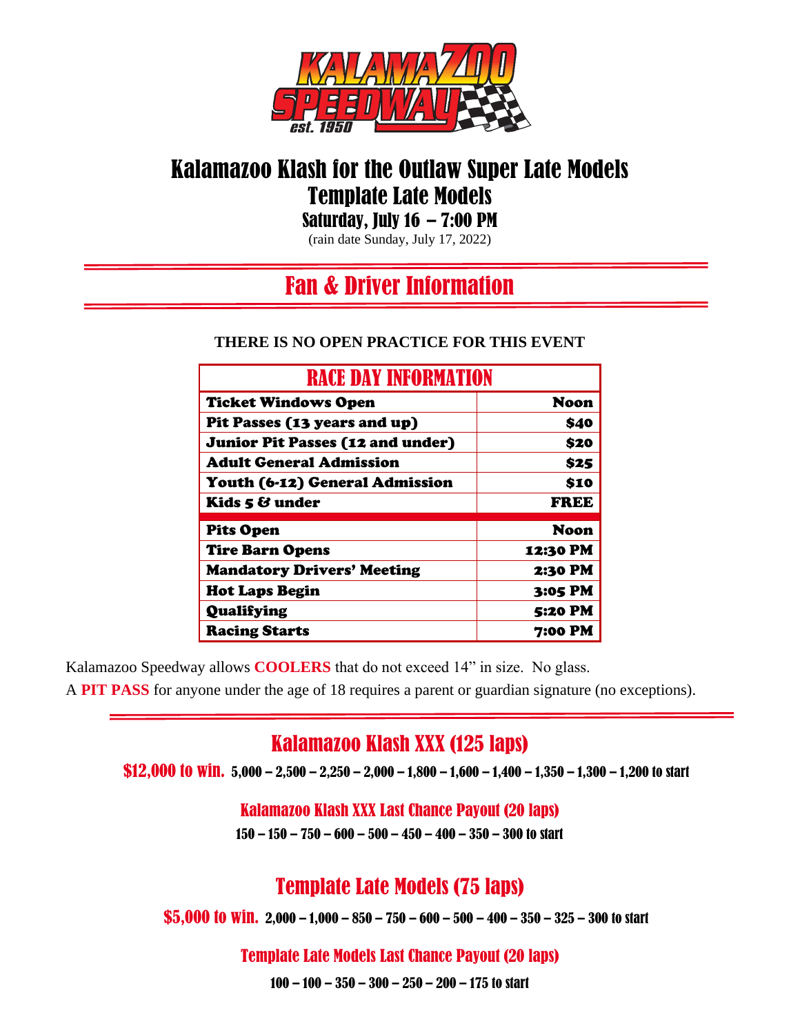# Kalamazoo Klash for the Outlaw Super Late Models

## Template Late Models

### Saturday, July 16 – 7:00 PM

(rain date Sunday, July 17, 2022)

## Fan & Driver Information

**THERE IS NO OPEN PRACTICE FOR THIS EVENT**

| RACE DAY INFORMATION | |
|---|---|
| **Ticket Windows Open** | **Noon** |
| **Pit Passes (13 years and up)** | **$40** |
| **Junior Pit Passes (12 and under)** | **$20** |
| **Adult General Admission** | **$25** |
| **Youth (6-12) General Admission** | **$10** |
| **Kids 5 & under** | **FREE** |
| **Pits Open** | **Noon** |
| **Tire Barn Opens** | **12:30 PM** |
| **Mandatory Drivers' Meeting** | **2:30 PM** |
| **Hot Laps Begin** | **3:05 PM** |
| **Qualifying** | **5:20 PM** |
| **Racing Starts** | **7:00 PM** |

Kalamazoo Speedway allows **COOLERS** that do not exceed 14" in size. No glass.

A **PIT PASS** for anyone under the age of 18 requires a parent or guardian signature (no exceptions).

## Kalamazoo Klash XXX (125 laps)

**$12,000 to win.** 5,000 – 2,500 – 2,250 – 2,000 – 1,800 – 1,600 – 1,400 – 1,350 – 1,300 – 1,200 to start

### Kalamazoo Klash XXX Last Chance Payout (20 laps)

150 – 150 – 750 – 600 – 500 – 450 – 400 – 350 – 300 to start

## Template Late Models (75 laps)

**$5,000 to win.** 2,000 – 1,000 – 850 – 750 – 600 – 500 – 400 – 350 – 325 – 300 to start

### Template Late Models Last Chance Payout (20 laps)

100 – 100 – 350 – 300 – 250 – 200 – 175 to start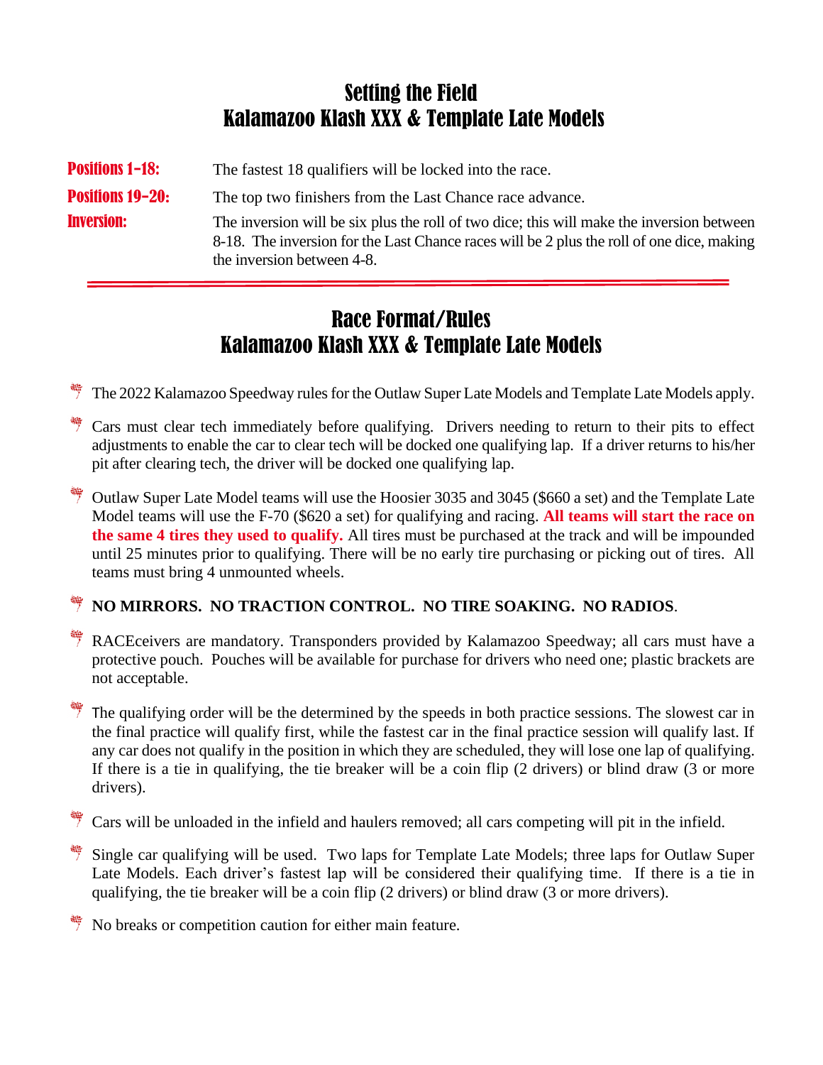# Setting the Field
# Kalamazoo Klash XXX & Template Late Models

**Positions 1-18:** The fastest 18 qualifiers will be locked into the race.

**Positions 19-20:** The top two finishers from the Last Chance race advance.

**Inversion:** The inversion will be six plus the roll of two dice; this will make the inversion between 8-18. The inversion for the Last Chance races will be 2 plus the roll of one dice, making the inversion between 4-8.

---

# Race Format/Rules
# Kalamazoo Klash XXX & Template Late Models

- The 2022 Kalamazoo Speedway rules for the Outlaw Super Late Models and Template Late Models apply.

- Cars must clear tech immediately before qualifying. Drivers needing to return to their pits to effect adjustments to enable the car to clear tech will be docked one qualifying lap. If a driver returns to his/her pit after clearing tech, the driver will be docked one qualifying lap.

- Outlaw Super Late Model teams will use the Hoosier 3035 and 3045 ($660 a set) and the Template Late Model teams will use the F-70 ($620 a set) for qualifying and racing. **All teams will start the race on the same 4 tires they used to qualify.** All tires must be purchased at the track and will be impounded until 25 minutes prior to qualifying. There will be no early tire purchasing or picking out of tires. All teams must bring 4 unmounted wheels.

- **NO MIRRORS. NO TRACTION CONTROL. NO TIRE SOAKING. NO RADIOS**.

- RACEceivers are mandatory. Transponders provided by Kalamazoo Speedway; all cars must have a protective pouch. Pouches will be available for purchase for drivers who need one; plastic brackets are not acceptable.

- The qualifying order will be the determined by the speeds in both practice sessions. The slowest car in the final practice will qualify first, while the fastest car in the final practice session will qualify last. If any car does not qualify in the position in which they are scheduled, they will lose one lap of qualifying. If there is a tie in qualifying, the tie breaker will be a coin flip (2 drivers) or blind draw (3 or more drivers).

- Cars will be unloaded in the infield and haulers removed; all cars competing will pit in the infield.

- Single car qualifying will be used. Two laps for Template Late Models; three laps for Outlaw Super Late Models. Each driver's fastest lap will be considered their qualifying time. If there is a tie in qualifying, the tie breaker will be a coin flip (2 drivers) or blind draw (3 or more drivers).

- No breaks or competition caution for either main feature.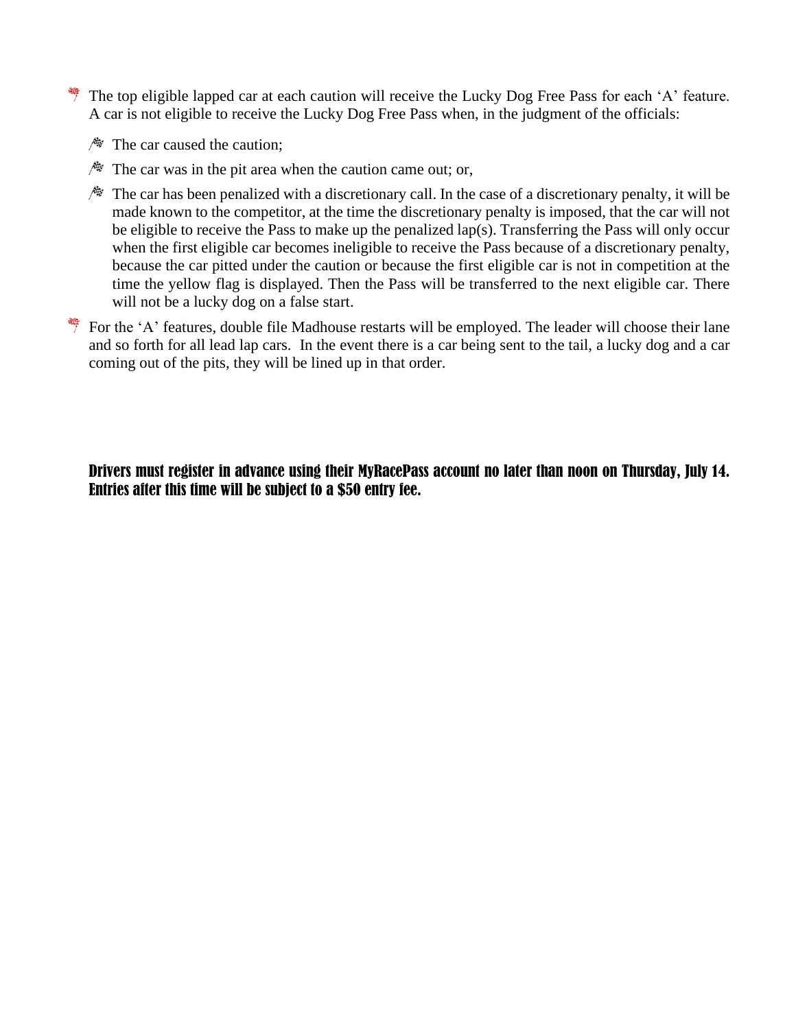- The top eligible lapped car at each caution will receive the Lucky Dog Free Pass for each 'A' feature. A car is not eligible to receive the Lucky Dog Free Pass when, in the judgment of the officials:
  - The car caused the caution;
  - The car was in the pit area when the caution came out; or,
  - The car has been penalized with a discretionary call. In the case of a discretionary penalty, it will be made known to the competitor, at the time the discretionary penalty is imposed, that the car will not be eligible to receive the Pass to make up the penalized lap(s). Transferring the Pass will only occur when the first eligible car becomes ineligible to receive the Pass because of a discretionary penalty, because the car pitted under the caution or because the first eligible car is not in competition at the time the yellow flag is displayed. Then the Pass will be transferred to the next eligible car. There will not be a lucky dog on a false start.
- For the 'A' features, double file Madhouse restarts will be employed. The leader will choose their lane and so forth for all lead lap cars. In the event there is a car being sent to the tail, a lucky dog and a car coming out of the pits, they will be lined up in that order.

**Drivers must register in advance using their MyRacePass account no later than noon on Thursday, July 14. Entries after this time will be subject to a $50 entry fee.**